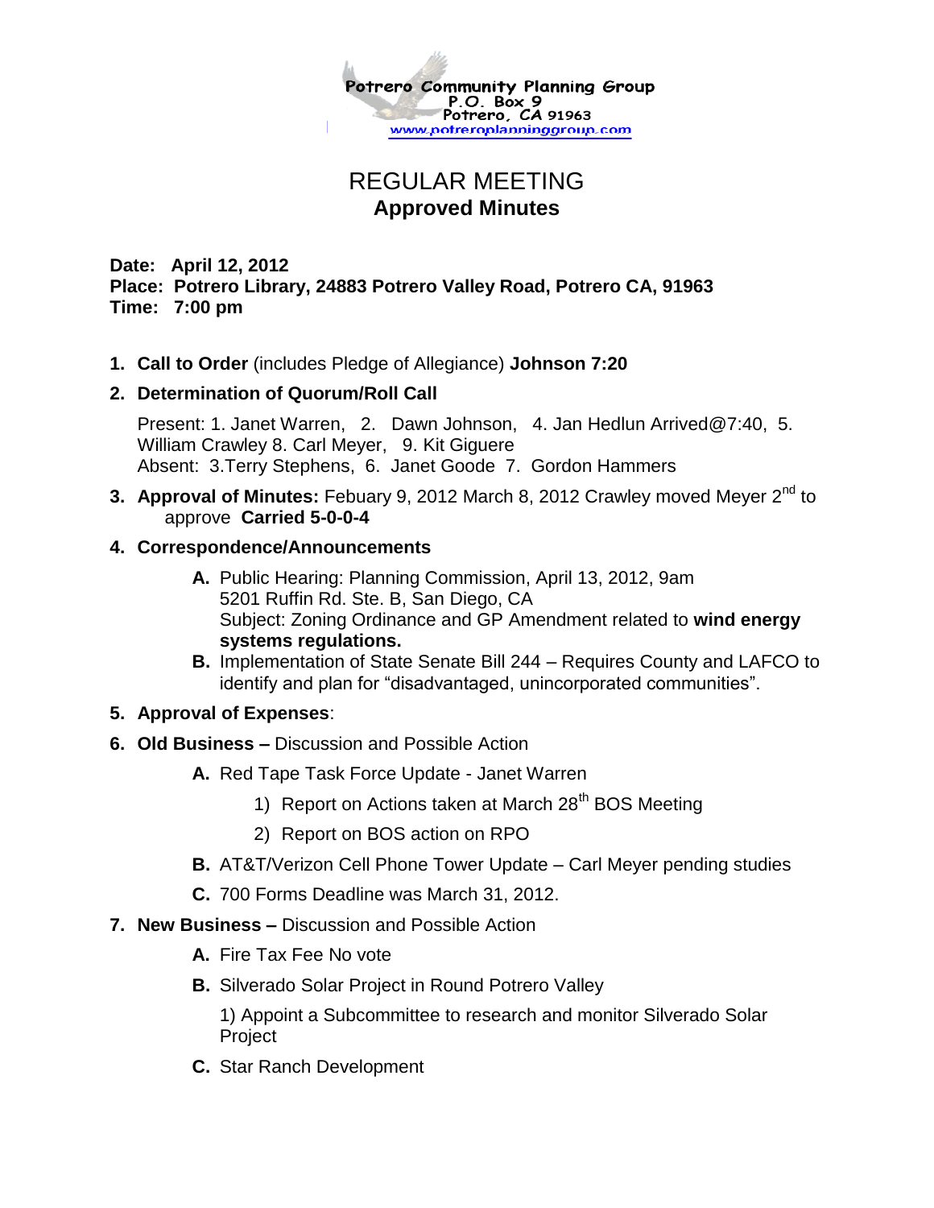Potrero Community Planning Group
P.O. Box 9
Potrero, CA 91963
www.potreroplanninggroup.com

# REGULAR MEETING
## Approved Minutes

**Date: April 12, 2012**
**Place: Potrero Library, 24883 Potrero Valley Road, Potrero CA, 91963**
**Time: 7:00 pm**

1. **Call to Order** (includes Pledge of Allegiance) **Johnson 7:20**
2. **Determination of Quorum/Roll Call**

   Present: 1. Janet Warren, 2. Dawn Johnson, 4. Jan Hedlun Arrived@7:40, 5. William Crawley 8. Carl Meyer, 9. Kit Giguere
   Absent: 3.Terry Stephens, 6. Janet Goode 7. Gordon Hammers

3. **Approval of Minutes:** Febuary 9, 2012 March 8, 2012 Crawley moved Meyer 2nd to approve **Carried 5-0-0-4**
4. **Correspondence/Announcements**
   - **A.** Public Hearing: Planning Commission, April 13, 2012, 9am
     5201 Ruffin Rd. Ste. B, San Diego, CA
     Subject: Zoning Ordinance and GP Amendment related to **wind energy systems regulations.**
   - **B.** Implementation of State Senate Bill 244 – Requires County and LAFCO to identify and plan for "disadvantaged, unincorporated communities".
5. **Approval of Expenses**:
6. **Old Business –** Discussion and Possible Action
   - **A.** Red Tape Task Force Update - Janet Warren
     1) Report on Actions taken at March 28th BOS Meeting
     2) Report on BOS action on RPO
   - **B.** AT&T/Verizon Cell Phone Tower Update – Carl Meyer pending studies
   - **C.** 700 Forms Deadline was March 31, 2012.
7. **New Business –** Discussion and Possible Action
   - **A.** Fire Tax Fee No vote
   - **B.** Silverado Solar Project in Round Potrero Valley

     1) Appoint a Subcommittee to research and monitor Silverado Solar Project
   - **C.** Star Ranch Development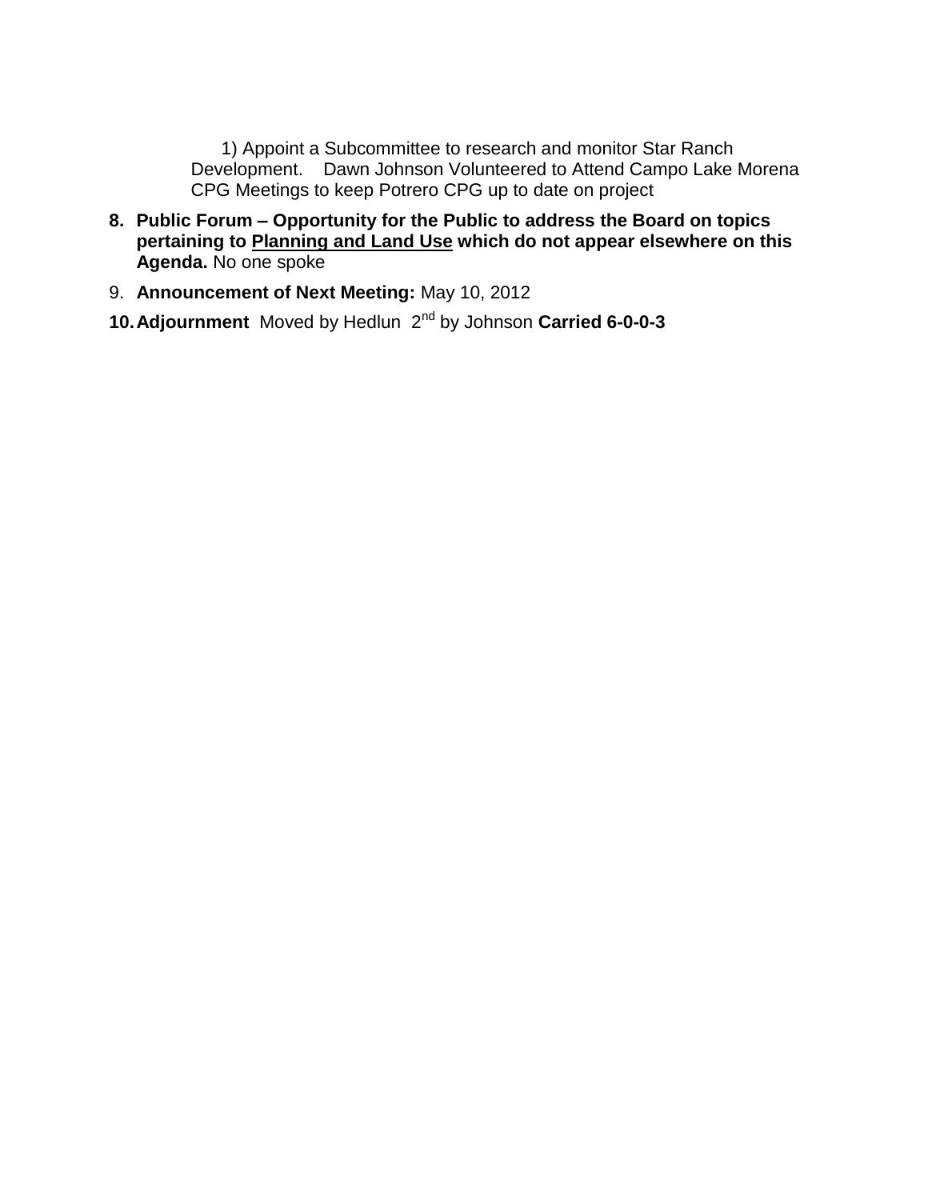1) Appoint a Subcommittee to research and monitor Star Ranch Development. Dawn Johnson Volunteered to Attend Campo Lake Morena CPG Meetings to keep Potrero CPG up to date on project

8. **Public Forum – Opportunity for the Public to address the Board on topics pertaining to <u>Planning and Land Use</u> which do not appear elsewhere on this Agenda.** No one spoke

9. **Announcement of Next Meeting:** May 10, 2012

10. **Adjournment** Moved by Hedlun 2nd by Johnson **Carried 6-0-0-3**